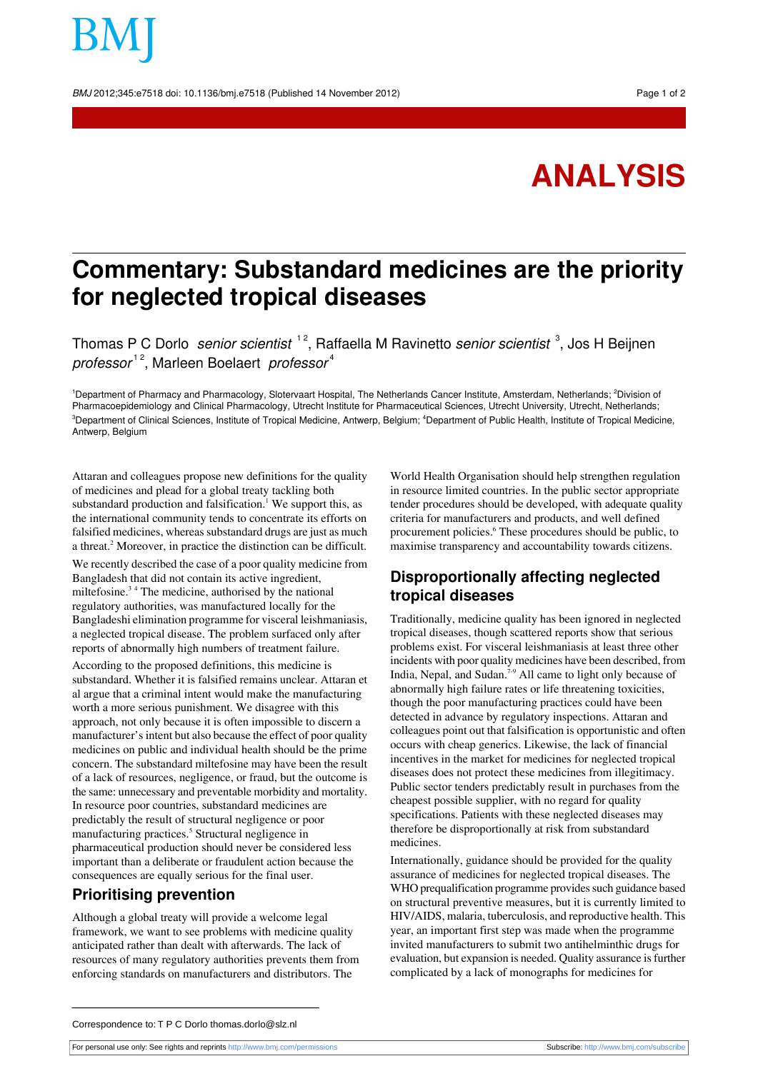# Commentary: Substandard medicines are the priority for neglected tropical diseases

Thomas P C Dorlo *senior scientist* [1,2], Raffaella M Ravinetto *senior scientist* [3], Jos H Beijnen *professor* [1,2], Marleen Boelaert *professor* [4]

[1]Department of Pharmacy and Pharmacology, Slotervaart Hospital, The Netherlands Cancer Institute, Amsterdam, Netherlands; [2]Division of Pharmacoepidemiology and Clinical Pharmacology, Utrecht Institute for Pharmaceutical Sciences, Utrecht University, Utrecht, Netherlands; [3]Department of Clinical Sciences, Institute of Tropical Medicine, Antwerp, Belgium; [4]Department of Public Health, Institute of Tropical Medicine, Antwerp, Belgium

Attaran and colleagues propose new definitions for the quality of medicines and plead for a global treaty tackling both substandard production and falsification.[1] We support this, as the international community tends to concentrate its efforts on falsified medicines, whereas substandard drugs are just as much a threat.[2] Moreover, in practice the distinction can be difficult.

We recently described the case of a poor quality medicine from Bangladesh that did not contain its active ingredient, miltefosine.[3,4] The medicine, authorised by the national regulatory authorities, was manufactured locally for the Bangladeshi elimination programme for visceral leishmaniasis, a neglected tropical disease. The problem surfaced only after reports of abnormally high numbers of treatment failure.

According to the proposed definitions, this medicine is substandard. Whether it is falsified remains unclear. Attaran et al argue that a criminal intent would make the manufacturing worth a more serious punishment. We disagree with this approach, not only because it is often impossible to discern a manufacturer's intent but also because the effect of poor quality medicines on public and individual health should be the prime concern. The substandard miltefosine may have been the result of a lack of resources, negligence, or fraud, but the outcome is the same: unnecessary and preventable morbidity and mortality. In resource poor countries, substandard medicines are predictably the result of structural negligence or poor manufacturing practices.[5] Structural negligence in pharmaceutical production should never be considered less important than a deliberate or fraudulent action because the consequences are equally serious for the final user.

## Prioritising prevention

Although a global treaty will provide a welcome legal framework, we want to see problems with medicine quality anticipated rather than dealt with afterwards. The lack of resources of many regulatory authorities prevents them from enforcing standards on manufacturers and distributors. The World Health Organisation should help strengthen regulation in resource limited countries. In the public sector appropriate tender procedures should be developed, with adequate quality criteria for manufacturers and products, and well defined procurement policies.[6] These procedures should be public, to maximise transparency and accountability towards citizens.

## Disproportionally affecting neglected tropical diseases

Traditionally, medicine quality has been ignored in neglected tropical diseases, though scattered reports show that serious problems exist. For visceral leishmaniasis at least three other incidents with poor quality medicines have been described, from India, Nepal, and Sudan.[7-9] All came to light only because of abnormally high failure rates or life threatening toxicities, though the poor manufacturing practices could have been detected in advance by regulatory inspections. Attaran and colleagues point out that falsification is opportunistic and often occurs with cheap generics. Likewise, the lack of financial incentives in the market for medicines for neglected tropical diseases does not protect these medicines from illegitimacy. Public sector tenders predictably result in purchases from the cheapest possible supplier, with no regard for quality specifications. Patients with these neglected diseases may therefore be disproportionally at risk from substandard medicines.

Internationally, guidance should be provided for the quality assurance of medicines for neglected tropical diseases. The WHO prequalification programme provides such guidance based on structural preventive measures, but it is currently limited to HIV/AIDS, malaria, tuberculosis, and reproductive health. This year, an important first step was made when the programme invited manufacturers to submit two antihelminthic drugs for evaluation, but expansion is needed. Quality assurance is further complicated by a lack of monographs for medicines for

Correspondence to: T P C Dorlo thomas.dorlo@slz.nl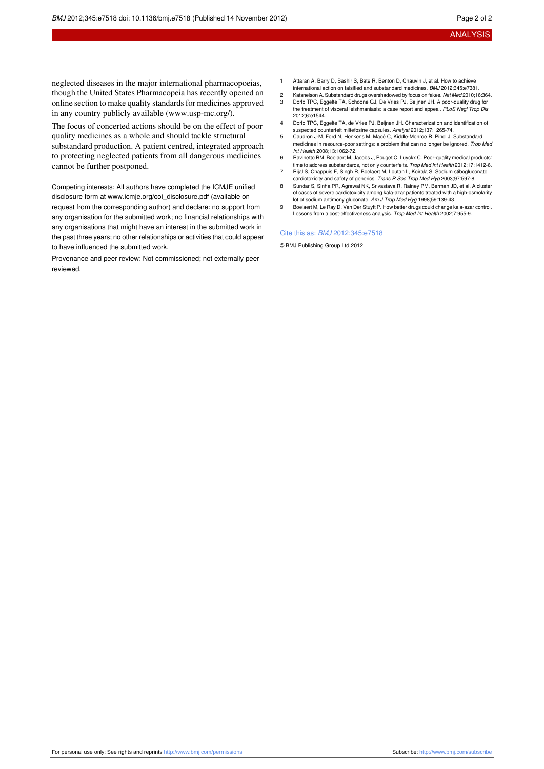neglected diseases in the major international pharmacopoeias, though the United States Pharmacopeia has recently opened an online section to make quality standards for medicines approved in any country publicly available (www.usp-mc.org/).

The focus of concerted actions should be on the effect of poor quality medicines as a whole and should tackle structural substandard production. A patient centred, integrated approach to protecting neglected patients from all dangerous medicines cannot be further postponed.

Competing interests: All authors have completed the ICMJE unified disclosure form at www.icmje.org/coi_disclosure.pdf (available on request from the corresponding author) and declare: no support from any organisation for the submitted work; no financial relationships with any organisations that might have an interest in the submitted work in the past three years; no other relationships or activities that could appear to have influenced the submitted work.

Provenance and peer review: Not commissioned; not externally peer reviewed.

1. Attaran A, Barry D, Bashir S, Bate R, Benton D, Chauvin J, et al. How to achieve international action on falsified and substandard medicines. *BMJ* 2012;345:e7381.
2. Katsnelson A. Substandard drugs overshadowed by focus on fakes. *Nat Med* 2010;16:364.
3. Dorlo TPC, Eggelte TA, Schoone GJ, De Vries PJ, Beijnen JH. A poor-quality drug for the treatment of visceral leishmaniasis: a case report and appeal. *PLoS Negl Trop Dis* 2012;6:e1544.
4. Dorlo TPC, Eggelte TA, de Vries PJ, Beijnen JH. Characterization and identification of suspected counterfeit miltefosine capsules. *Analyst* 2012;137:1265-74.
5. Caudron J-M, Ford N, Henkens M, Macé C, Kiddle-Monroe R, Pinel J. Substandard medicines in resource-poor settings: a problem that can no longer be ignored. *Trop Med Int Health* 2008;13:1062-72.
6. Ravinetto RM, Boelaert M, Jacobs J, Pouget C, Luyckx C. Poor-quality medical products: time to address substandards, not only counterfeits. *Trop Med Int Health* 2012;17:1412-6.
7. Rijal S, Chappuis F, Singh R, Boelaert M, Loutan L, Koirala S. Sodium stibogluconate cardiotoxicity and safety of generics. *Trans R Soc Trop Med Hyg* 2003;97:597-8.
8. Sundar S, Sinha PR, Agrawal NK, Srivastava R, Rainey PM, Berman JD, et al. A cluster of cases of severe cardiotoxicity among kala-azar patients treated with a high-osmolarity lot of sodium antimony gluconate. *Am J Trop Med Hyg* 1998;59:139-43.
9. Boelaert M, Le Ray D, Van Der Stuyft P. How better drugs could change kala-azar control. Lessons from a cost-effectiveness analysis. *Trop Med Int Health* 2002;7:955-9.

Cite this as: *BMJ* 2012;345:e7518

© BMJ Publishing Group Ltd 2012